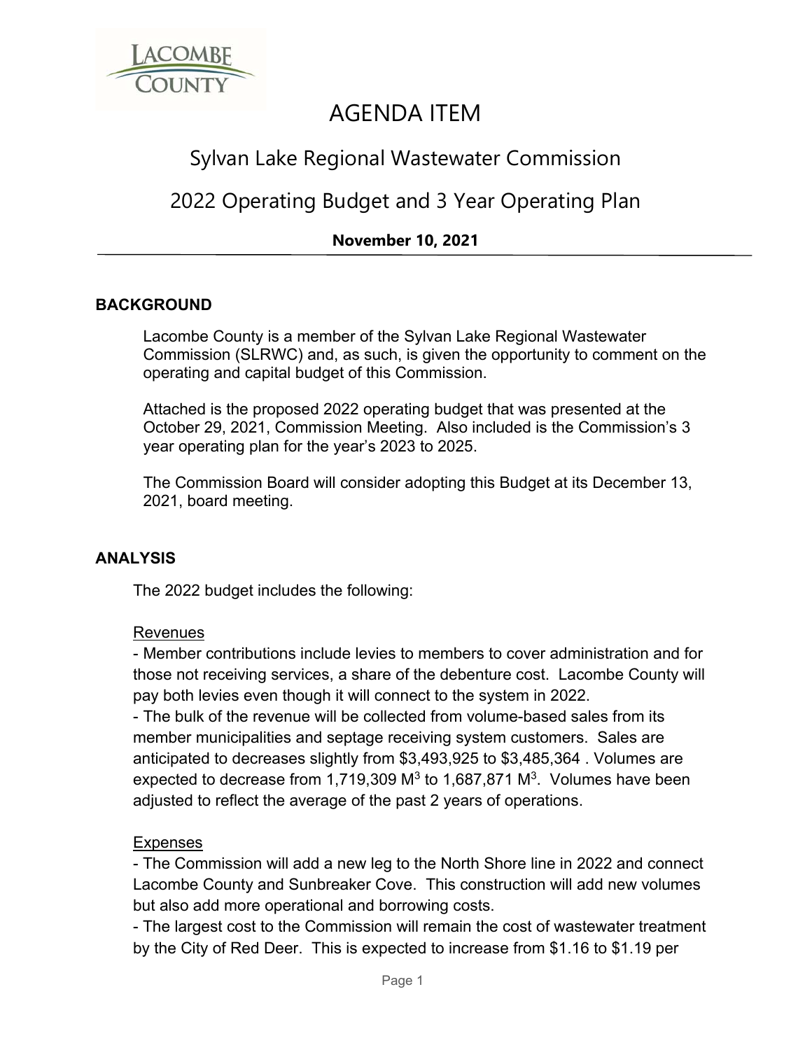# AGENDA ITEM

## Sylvan Lake Regional Wastewater Commission

## 2022 Operating Budget and 3 Year Operating Plan

**November 10, 2021**

---

### BACKGROUND

Lacombe County is a member of the Sylvan Lake Regional Wastewater Commission (SLRWC) and, as such, is given the opportunity to comment on the operating and capital budget of this Commission.

Attached is the proposed 2022 operating budget that was presented at the October 29, 2021, Commission Meeting. Also included is the Commission's 3 year operating plan for the year's 2023 to 2025.

The Commission Board will consider adopting this Budget at its December 13, 2021, board meeting.

### ANALYSIS

The 2022 budget includes the following:

Revenues

- Member contributions include levies to members to cover administration and for those not receiving services, a share of the debenture cost. Lacombe County will pay both levies even though it will connect to the system in 2022.
- The bulk of the revenue will be collected from volume-based sales from its member municipalities and septage receiving system customers. Sales are anticipated to decreases slightly from $3,493,925 to $3,485,364 . Volumes are expected to decrease from 1,719,309 $M^3$ to 1,687,871 $M^3$. Volumes have been adjusted to reflect the average of the past 2 years of operations.

Expenses

- The Commission will add a new leg to the North Shore line in 2022 and connect Lacombe County and Sunbreaker Cove. This construction will add new volumes but also add more operational and borrowing costs.
- The largest cost to the Commission will remain the cost of wastewater treatment by the City of Red Deer. This is expected to increase from $1.16 to $1.19 per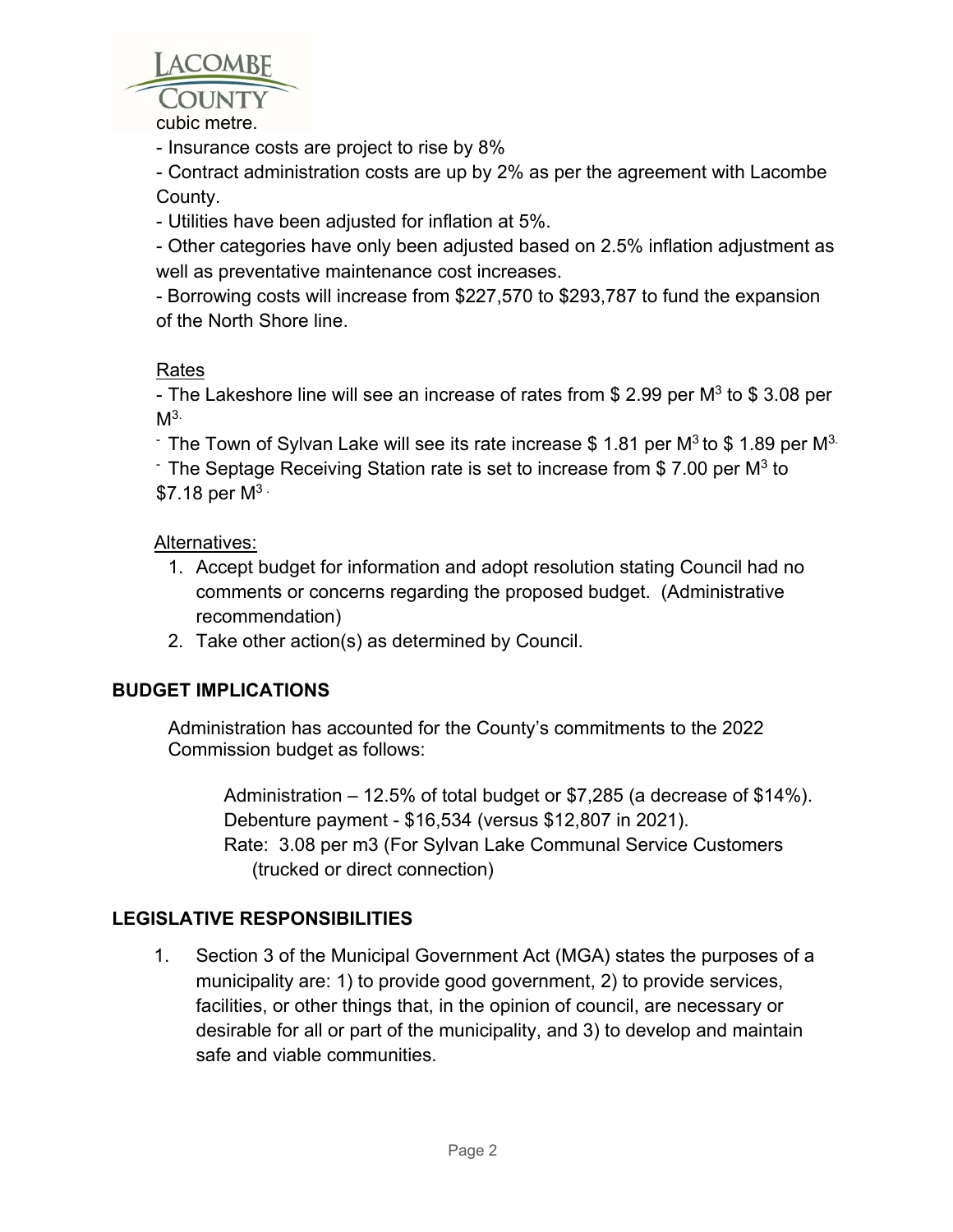cubic metre.

- Insurance costs are project to rise by 8%
- Contract administration costs are up by 2% as per the agreement with Lacombe County.
- Utilities have been adjusted for inflation at 5%.
- Other categories have only been adjusted based on 2.5% inflation adjustment as well as preventative maintenance cost increases.
- Borrowing costs will increase from $227,570 to $293,787 to fund the expansion of the North Shore line.

Rates

- The Lakeshore line will see an increase of rates from \$ 2.99 per $M^3$ to \$ 3.08 per $M^3$.
- The Town of Sylvan Lake will see its rate increase \$ 1.81 per $M^3$ to \$ 1.89 per $M^3$.
- The Septage Receiving Station rate is set to increase from \$ 7.00 per $M^3$ to \$7.18 per $M^3$.

Alternatives:

1. Accept budget for information and adopt resolution stating Council had no comments or concerns regarding the proposed budget. (Administrative recommendation)
2. Take other action(s) as determined by Council.

## BUDGET IMPLICATIONS

Administration has accounted for the County's commitments to the 2022 Commission budget as follows:

Administration – 12.5% of total budget or $7,285 (a decrease of $14%).
Debenture payment - $16,534 (versus $12,807 in 2021).
Rate: 3.08 per m3 (For Sylvan Lake Communal Service Customers (trucked or direct connection)

## LEGISLATIVE RESPONSIBILITIES

1. Section 3 of the Municipal Government Act (MGA) states the purposes of a municipality are: 1) to provide good government, 2) to provide services, facilities, or other things that, in the opinion of council, are necessary or desirable for all or part of the municipality, and 3) to develop and maintain safe and viable communities.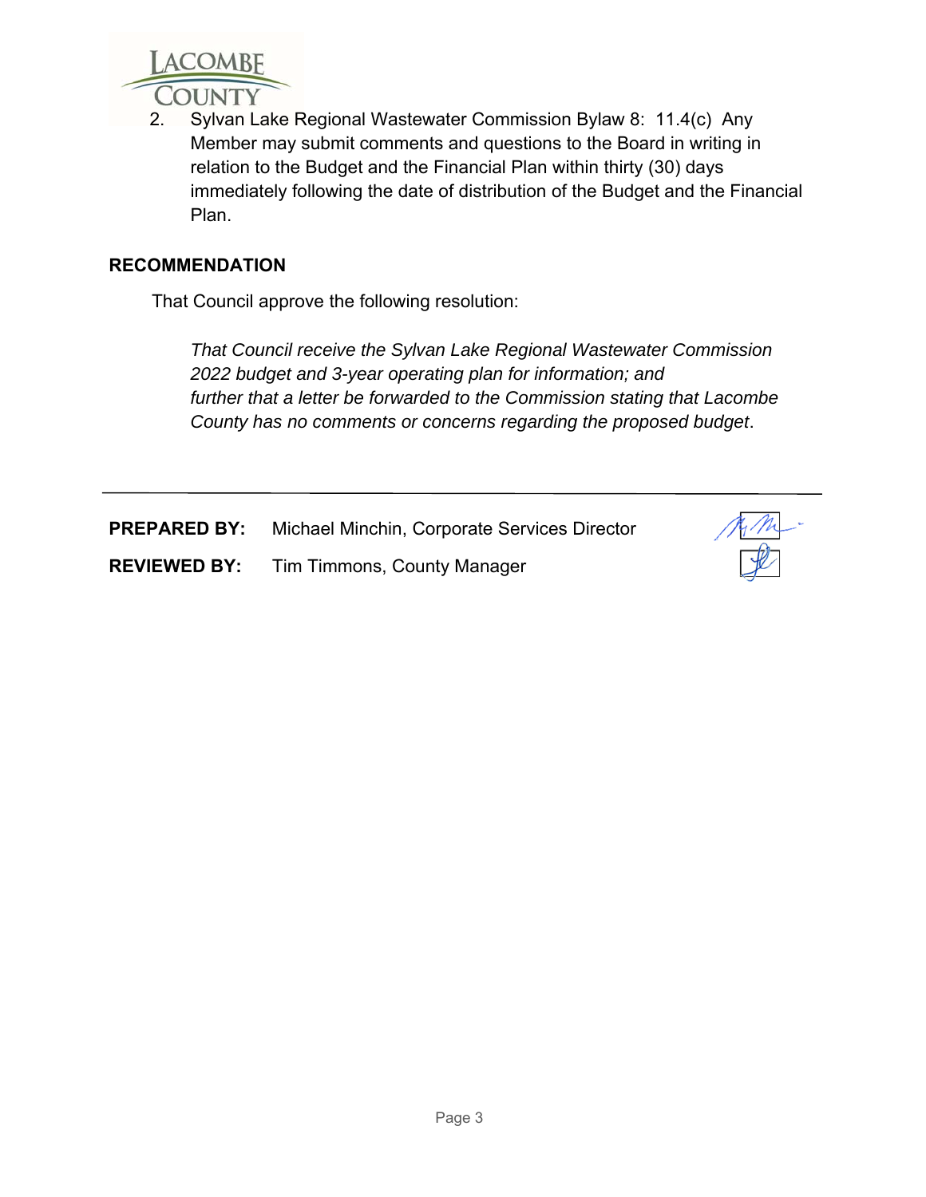2. Sylvan Lake Regional Wastewater Commission Bylaw 8: 11.4(c) Any Member may submit comments and questions to the Board in writing in relation to the Budget and the Financial Plan within thirty (30) days immediately following the date of distribution of the Budget and the Financial Plan.

## RECOMMENDATION

That Council approve the following resolution:

> *That Council receive the Sylvan Lake Regional Wastewater Commission 2022 budget and 3-year operating plan for information; and further that a letter be forwarded to the Commission stating that Lacombe County has no comments or concerns regarding the proposed budget*.

---

**PREPARED BY:** Michael Minchin, Corporate Services Director

**REVIEWED BY:** Tim Timmons, County Manager